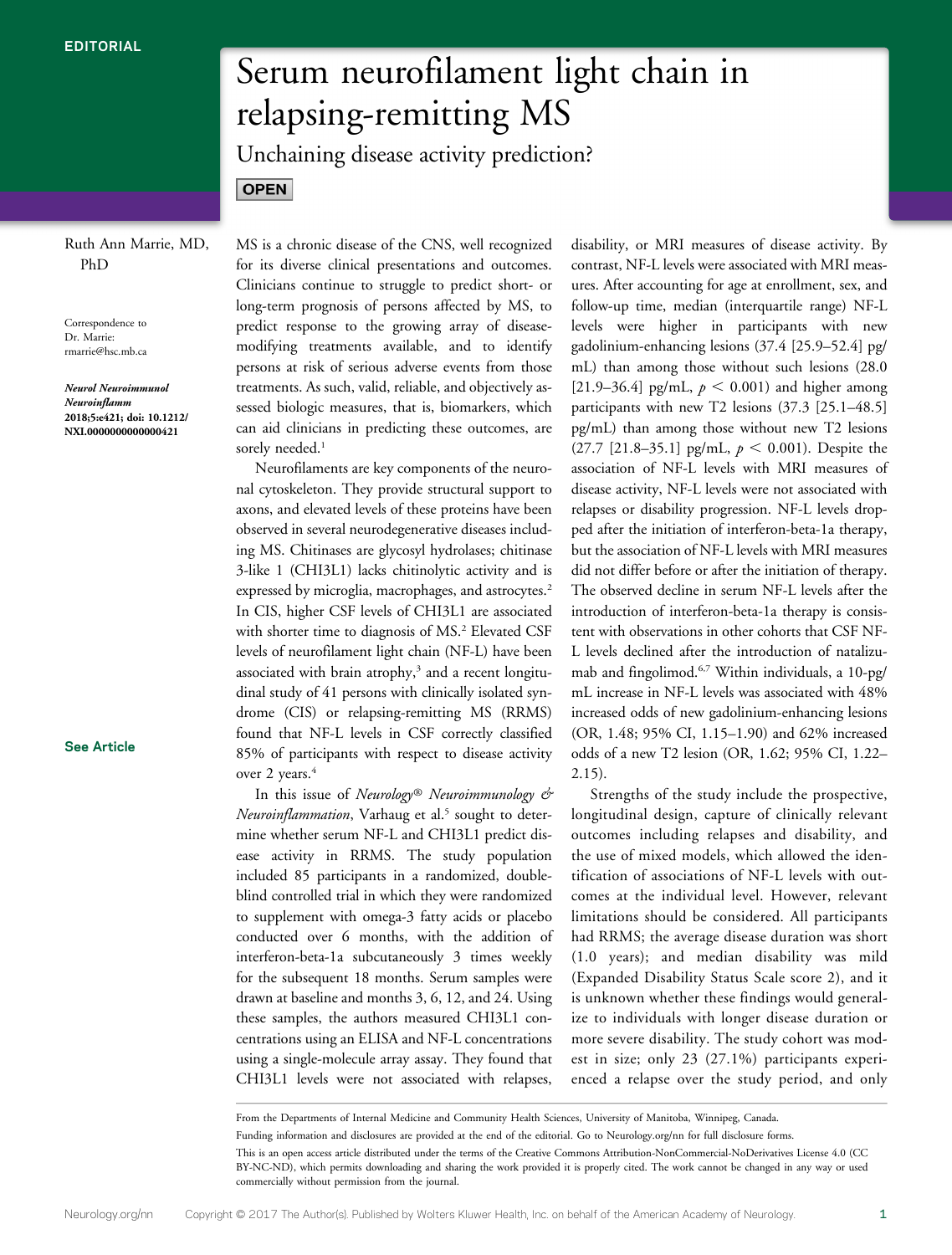EDITORIAL

# Serum neurofilament light chain in relapsing-remitting MS

## Unchaining disease activity prediction?

OPEN

Ruth Ann Marrie, MD, PhD

Correspondence to Dr. Marrie: rmarrie@hsc.mb.ca

*Neurol Neuroimmunol Neuroinflamm* 2018;5:e421; doi: 10.1212/NXI.0000000000000421

See Article

MS is a chronic disease of the CNS, well recognized for its diverse clinical presentations and outcomes. Clinicians continue to struggle to predict short- or long-term prognosis of persons affected by MS, to predict response to the growing array of disease-modifying treatments available, and to identify persons at risk of serious adverse events from those treatments. As such, valid, reliable, and objectively assessed biologic measures, that is, biomarkers, which can aid clinicians in predicting these outcomes, are sorely needed.[1]

Neurofilaments are key components of the neuronal cytoskeleton. They provide structural support to axons, and elevated levels of these proteins have been observed in several neurodegenerative diseases including MS. Chitinases are glycosyl hydrolases; chitinase 3-like 1 (CHI3L1) lacks chitinolytic activity and is expressed by microglia, macrophages, and astrocytes.[2] In CIS, higher CSF levels of CHI3L1 are associated with shorter time to diagnosis of MS.[2] Elevated CSF levels of neurofilament light chain (NF-L) have been associated with brain atrophy,[3] and a recent longitudinal study of 41 persons with clinically isolated syndrome (CIS) or relapsing-remitting MS (RRMS) found that NF-L levels in CSF correctly classified 85% of participants with respect to disease activity over 2 years.[4]

In this issue of *Neurology® Neuroimmunology & Neuroinflammation*, Varhaug et al.[5] sought to determine whether serum NF-L and CHI3L1 predict disease activity in RRMS. The study population included 85 participants in a randomized, double-blind controlled trial in which they were randomized to supplement with omega-3 fatty acids or placebo conducted over 6 months, with the addition of interferon-beta-1a subcutaneously 3 times weekly for the subsequent 18 months. Serum samples were drawn at baseline and months 3, 6, 12, and 24. Using these samples, the authors measured CHI3L1 concentrations using an ELISA and NF-L concentrations using a single-molecule array assay. They found that CHI3L1 levels were not associated with relapses, disability, or MRI measures of disease activity. By contrast, NF-L levels were associated with MRI measures. After accounting for age at enrollment, sex, and follow-up time, median (interquartile range) NF-L levels were higher in participants with new gadolinium-enhancing lesions (37.4 [25.9–52.4] pg/mL) than among those without such lesions (28.0 [21.9–36.4] pg/mL, $p < 0.001$) and higher among participants with new T2 lesions (37.3 [25.1–48.5] pg/mL) than among those without new T2 lesions (27.7 [21.8–35.1] pg/mL, $p < 0.001$). Despite the association of NF-L levels with MRI measures of disease activity, NF-L levels were not associated with relapses or disability progression. NF-L levels dropped after the initiation of interferon-beta-1a therapy, but the association of NF-L levels with MRI measures did not differ before or after the initiation of therapy. The observed decline in serum NF-L levels after the introduction of interferon-beta-1a therapy is consistent with observations in other cohorts that CSF NF-L levels declined after the introduction of natalizumab and fingolimod.[6,7] Within individuals, a 10-pg/mL increase in NF-L levels was associated with 48% increased odds of new gadolinium-enhancing lesions (OR, 1.48; 95% CI, 1.15–1.90) and 62% increased odds of a new T2 lesion (OR, 1.62; 95% CI, 1.22–2.15).

Strengths of the study include the prospective, longitudinal design, capture of clinically relevant outcomes including relapses and disability, and the use of mixed models, which allowed the identification of associations of NF-L levels with outcomes at the individual level. However, relevant limitations should be considered. All participants had RRMS; the average disease duration was short (1.0 years); and median disability was mild (Expanded Disability Status Scale score 2), and it is unknown whether these findings would generalize to individuals with longer disease duration or more severe disability. The study cohort was modest in size; only 23 (27.1%) participants experienced a relapse over the study period, and only

From the Departments of Internal Medicine and Community Health Sciences, University of Manitoba, Winnipeg, Canada.

Funding information and disclosures are provided at the end of the editorial. Go to Neurology.org/nn for full disclosure forms.

This is an open access article distributed under the terms of the Creative Commons Attribution-NonCommercial-NoDerivatives License 4.0 (CC BY-NC-ND), which permits downloading and sharing the work provided it is properly cited. The work cannot be changed in any way or used commercially without permission from the journal.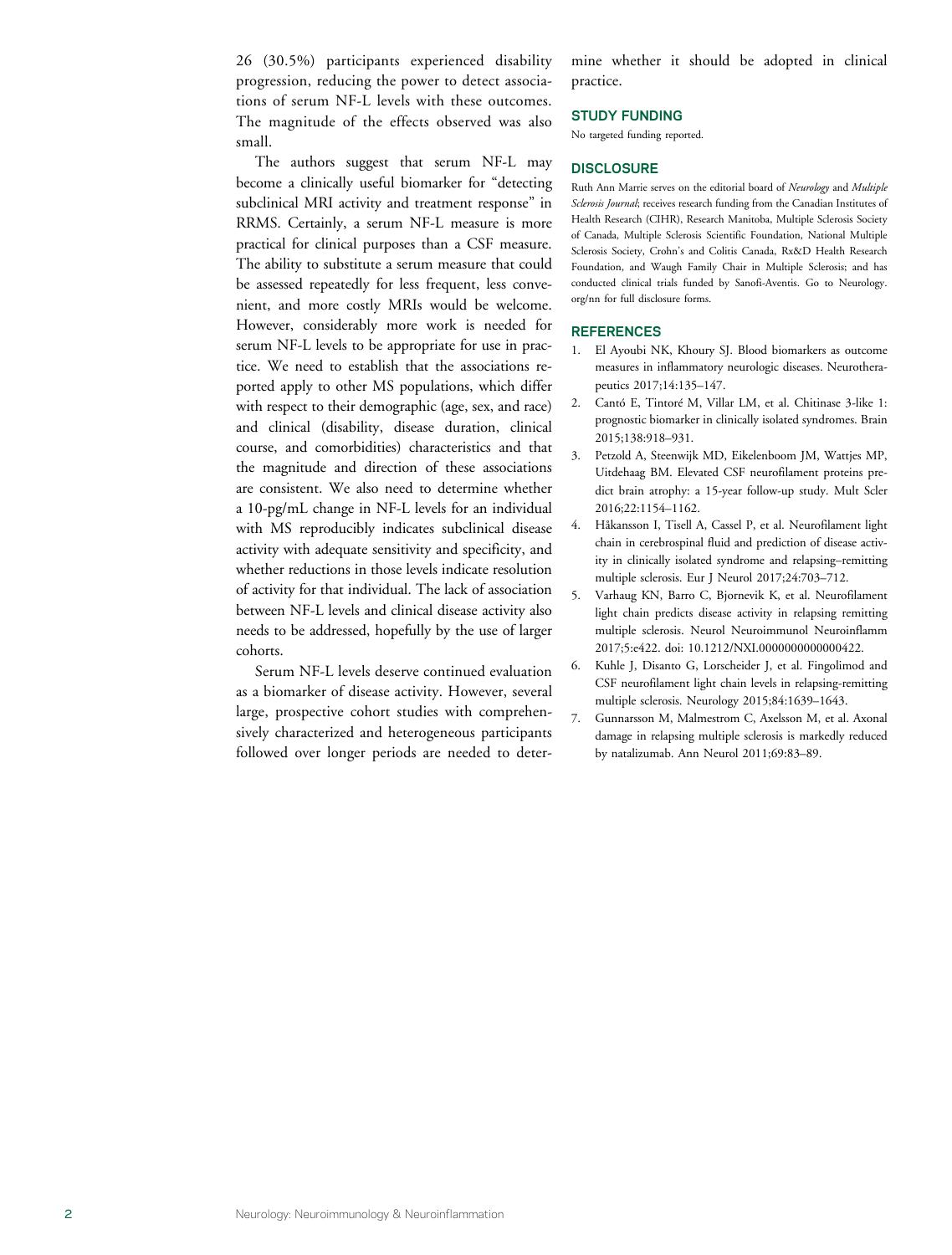26 (30.5%) participants experienced disability progression, reducing the power to detect associations of serum NF-L levels with these outcomes. The magnitude of the effects observed was also small.

The authors suggest that serum NF-L may become a clinically useful biomarker for "detecting subclinical MRI activity and treatment response" in RRMS. Certainly, a serum NF-L measure is more practical for clinical purposes than a CSF measure. The ability to substitute a serum measure that could be assessed repeatedly for less frequent, less convenient, and more costly MRIs would be welcome. However, considerably more work is needed for serum NF-L levels to be appropriate for use in practice. We need to establish that the associations reported apply to other MS populations, which differ with respect to their demographic (age, sex, and race) and clinical (disability, disease duration, clinical course, and comorbidities) characteristics and that the magnitude and direction of these associations are consistent. We also need to determine whether a 10-pg/mL change in NF-L levels for an individual with MS reproducibly indicates subclinical disease activity with adequate sensitivity and specificity, and whether reductions in those levels indicate resolution of activity for that individual. The lack of association between NF-L levels and clinical disease activity also needs to be addressed, hopefully by the use of larger cohorts.

Serum NF-L levels deserve continued evaluation as a biomarker of disease activity. However, several large, prospective cohort studies with comprehensively characterized and heterogeneous participants followed over longer periods are needed to determine whether it should be adopted in clinical practice.

## STUDY FUNDING

No targeted funding reported.

## DISCLOSURE

Ruth Ann Marrie serves on the editorial board of *Neurology* and *Multiple Sclerosis Journal*; receives research funding from the Canadian Institutes of Health Research (CIHR), Research Manitoba, Multiple Sclerosis Society of Canada, Multiple Sclerosis Scientific Foundation, National Multiple Sclerosis Society, Crohn's and Colitis Canada, Rx&D Health Research Foundation, and Waugh Family Chair in Multiple Sclerosis; and has conducted clinical trials funded by Sanofi-Aventis. Go to Neurology.org/nn for full disclosure forms.

## REFERENCES

1. El Ayoubi NK, Khoury SJ. Blood biomarkers as outcome measures in inflammatory neurologic diseases. Neurotherapeutics 2017;14:135–147.
2. Cantó E, Tintoré M, Villar LM, et al. Chitinase 3-like 1: prognostic biomarker in clinically isolated syndromes. Brain 2015;138:918–931.
3. Petzold A, Steenwijk MD, Eikelenboom JM, Wattjes MP, Uitdehaag BM. Elevated CSF neurofilament proteins predict brain atrophy: a 15-year follow-up study. Mult Scler 2016;22:1154–1162.
4. Håkansson I, Tisell A, Cassel P, et al. Neurofilament light chain in cerebrospinal fluid and prediction of disease activity in clinically isolated syndrome and relapsing–remitting multiple sclerosis. Eur J Neurol 2017;24:703–712.
5. Varhaug KN, Barro C, Bjornevik K, et al. Neurofilament light chain predicts disease activity in relapsing remitting multiple sclerosis. Neurol Neuroimmunol Neuroinflamm 2017;5:e422. doi: 10.1212/NXI.0000000000000422.
6. Kuhle J, Disanto G, Lorscheider J, et al. Fingolimod and CSF neurofilament light chain levels in relapsing-remitting multiple sclerosis. Neurology 2015;84:1639–1643.
7. Gunnarsson M, Malmestrom C, Axelsson M, et al. Axonal damage in relapsing multiple sclerosis is markedly reduced by natalizumab. Ann Neurol 2011;69:83–89.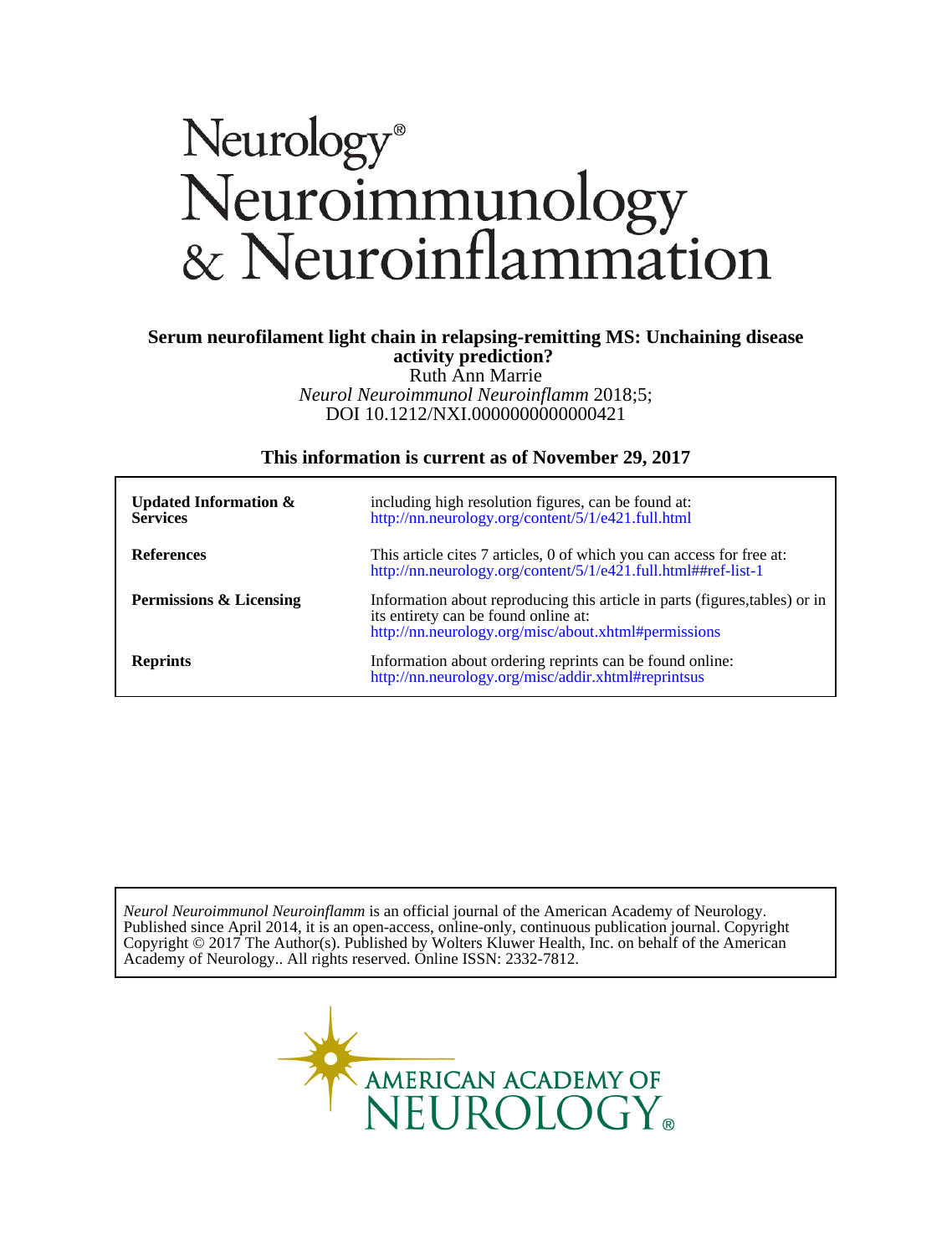# Neurology® Neuroimmunology & Neuroinflammation

**Serum neurofilament light chain in relapsing-remitting MS: Unchaining disease activity prediction?**

Ruth Ann Marrie

*Neurol Neuroimmunol Neuroinflamm* 2018;5;

DOI 10.1212/NXI.0000000000000421

**This information is current as of November 29, 2017**

| | |
|---|---|
| **Updated Information & Services** | including high resolution figures, can be found at: http://nn.neurology.org/content/5/1/e421.full.html |
| **References** | This article cites 7 articles, 0 of which you can access for free at: http://nn.neurology.org/content/5/1/e421.full.html##ref-list-1 |
| **Permissions & Licensing** | Information about reproducing this article in parts (figures,tables) or in its entirety can be found online at: http://nn.neurology.org/misc/about.xhtml#permissions |
| **Reprints** | Information about ordering reprints can be found online: http://nn.neurology.org/misc/addir.xhtml#reprintsus |

*Neurol Neuroimmunol Neuroinflamm* is an official journal of the American Academy of Neurology. Published since April 2014, it is an open-access, online-only, continuous publication journal. Copyright Copyright © 2017 The Author(s). Published by Wolters Kluwer Health, Inc. on behalf of the American Academy of Neurology.. All rights reserved. Online ISSN: 2332-7812.

AMERICAN ACADEMY OF NEUROLOGY®